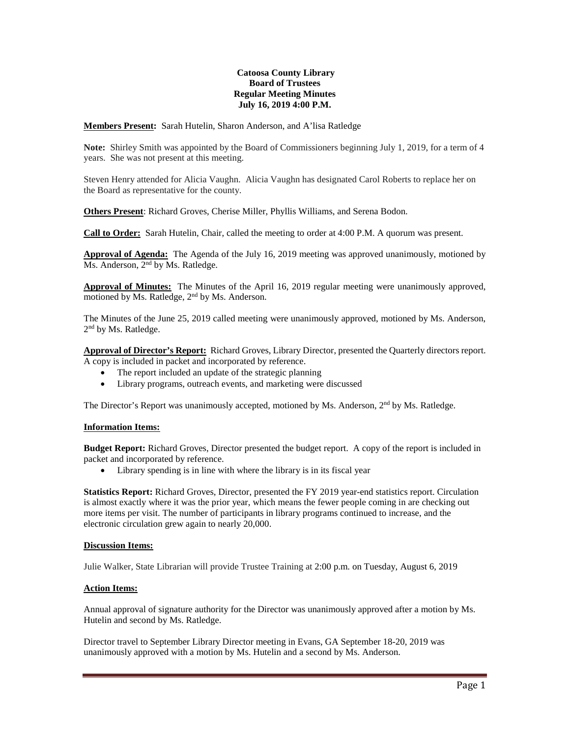**Catoosa County Library**
**Board of Trustees**
**Regular Meeting Minutes**
**July 16, 2019 4:00 P.M.**

**Members Present:** Sarah Hutelin, Sharon Anderson, and A'lisa Ratledge

**Note:** Shirley Smith was appointed by the Board of Commissioners beginning July 1, 2019, for a term of 4 years. She was not present at this meeting.

Steven Henry attended for Alicia Vaughn. Alicia Vaughn has designated Carol Roberts to replace her on the Board as representative for the county.

**Others Present**: Richard Groves, Cherise Miller, Phyllis Williams, and Serena Bodon.

**Call to Order:** Sarah Hutelin, Chair, called the meeting to order at 4:00 P.M. A quorum was present.

**Approval of Agenda:** The Agenda of the July 16, 2019 meeting was approved unanimously, motioned by Ms. Anderson, 2nd by Ms. Ratledge.

**Approval of Minutes:** The Minutes of the April 16, 2019 regular meeting were unanimously approved, motioned by Ms. Ratledge, 2nd by Ms. Anderson.

The Minutes of the June 25, 2019 called meeting were unanimously approved, motioned by Ms. Anderson, 2nd by Ms. Ratledge.

**Approval of Director's Report:** Richard Groves, Library Director, presented the Quarterly directors report. A copy is included in packet and incorporated by reference.

- The report included an update of the strategic planning
- Library programs, outreach events, and marketing were discussed

The Director's Report was unanimously accepted, motioned by Ms. Anderson, 2nd by Ms. Ratledge.

**Information Items:**

**Budget Report:** Richard Groves, Director presented the budget report. A copy of the report is included in packet and incorporated by reference.

- Library spending is in line with where the library is in its fiscal year

**Statistics Report:** Richard Groves, Director, presented the FY 2019 year-end statistics report. Circulation is almost exactly where it was the prior year, which means the fewer people coming in are checking out more items per visit. The number of participants in library programs continued to increase, and the electronic circulation grew again to nearly 20,000.

**Discussion Items:**

Julie Walker, State Librarian will provide Trustee Training at 2:00 p.m. on Tuesday, August 6, 2019

**Action Items:**

Annual approval of signature authority for the Director was unanimously approved after a motion by Ms. Hutelin and second by Ms. Ratledge.

Director travel to September Library Director meeting in Evans, GA September 18-20, 2019 was unanimously approved with a motion by Ms. Hutelin and a second by Ms. Anderson.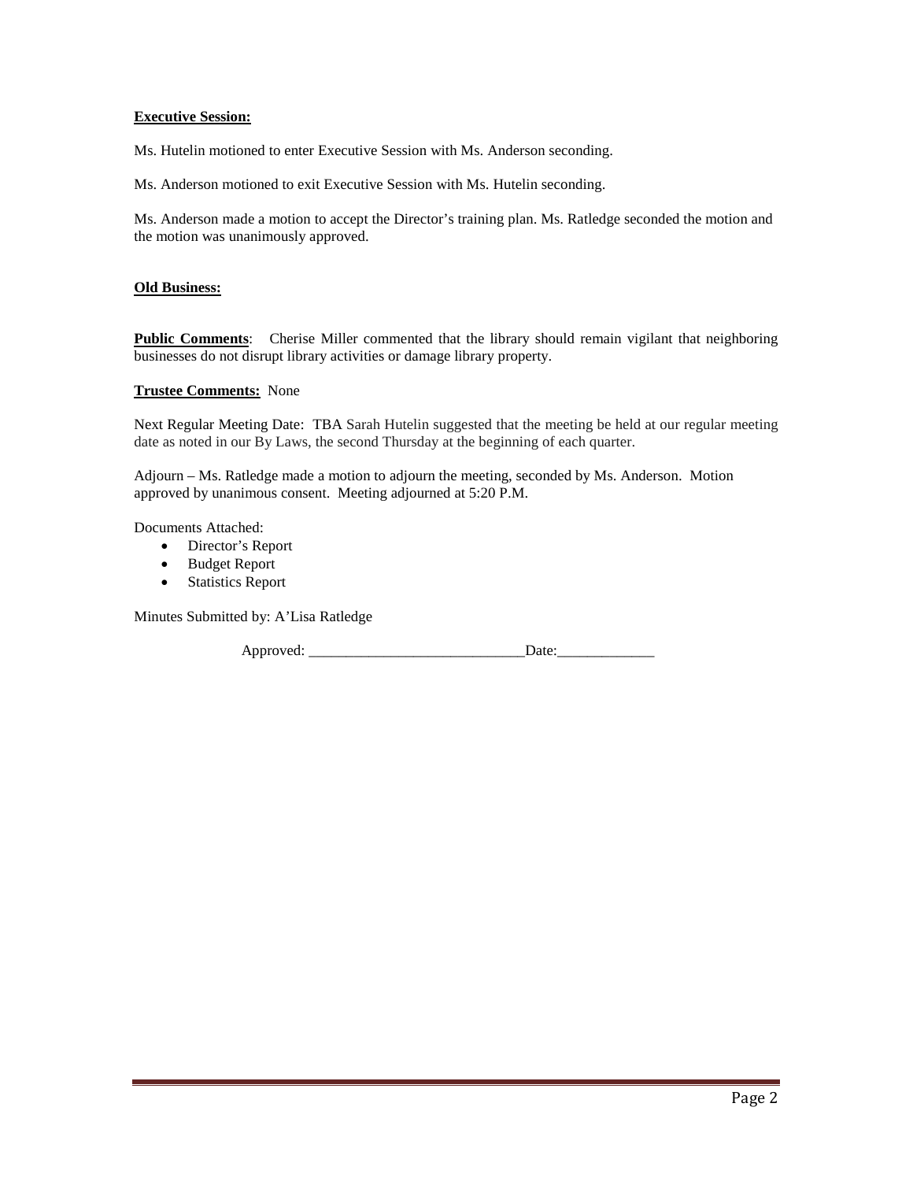**Executive Session:**

Ms. Hutelin motioned to enter Executive Session with Ms. Anderson seconding.

Ms. Anderson motioned to exit Executive Session with Ms. Hutelin seconding.

Ms. Anderson made a motion to accept the Director's training plan. Ms. Ratledge seconded the motion and the motion was unanimously approved.

**Old Business:**

**Public Comments**: Cherise Miller commented that the library should remain vigilant that neighboring businesses do not disrupt library activities or damage library property.

**Trustee Comments:** None

Next Regular Meeting Date: TBA Sarah Hutelin suggested that the meeting be held at our regular meeting date as noted in our By Laws, the second Thursday at the beginning of each quarter.

Adjourn – Ms. Ratledge made a motion to adjourn the meeting, seconded by Ms. Anderson. Motion approved by unanimous consent. Meeting adjourned at 5:20 P.M.

Documents Attached:

- Director's Report
- Budget Report
- Statistics Report

Minutes Submitted by: A'Lisa Ratledge

Approved: ____________________________Date:_____________